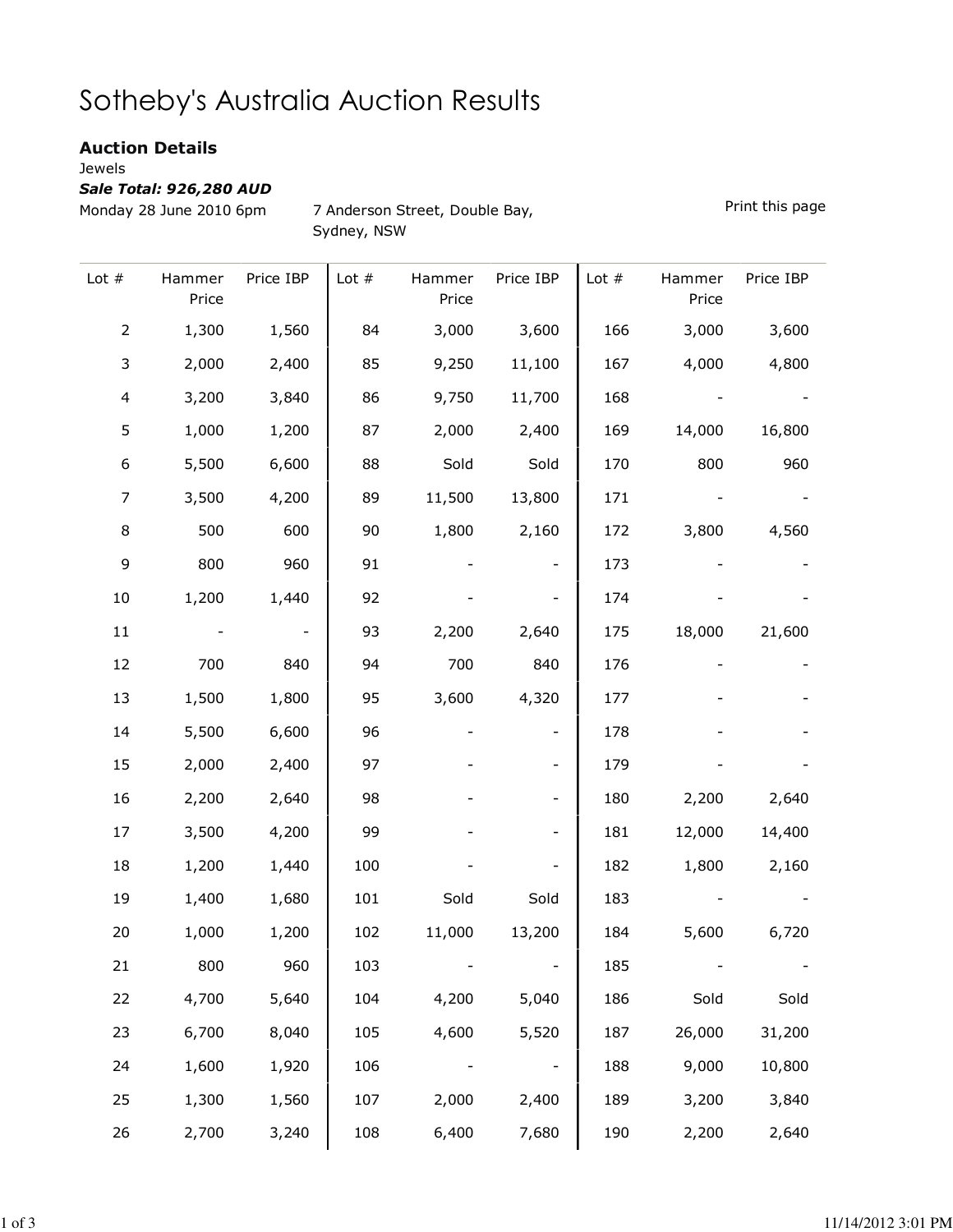# Sotheby's Australia Auction Results

**Auction Details**

Jewels

***Sale Total: 926,280 AUD***

Monday 28 June 2010 6pm

7 Anderson Street, Double Bay, Sydney, NSW

Print this page

| Lot # | Hammer Price | Price IBP | Lot # | Hammer Price | Price IBP | Lot # | Hammer Price | Price IBP |
|---|---|---|---|---|---|---|---|---|
| 2 | 1,300 | 1,560 | 84 | 3,000 | 3,600 | 166 | 3,000 | 3,600 |
| 3 | 2,000 | 2,400 | 85 | 9,250 | 11,100 | 167 | 4,000 | 4,800 |
| 4 | 3,200 | 3,840 | 86 | 9,750 | 11,700 | 168 | - | - |
| 5 | 1,000 | 1,200 | 87 | 2,000 | 2,400 | 169 | 14,000 | 16,800 |
| 6 | 5,500 | 6,600 | 88 | Sold | Sold | 170 | 800 | 960 |
| 7 | 3,500 | 4,200 | 89 | 11,500 | 13,800 | 171 | - | - |
| 8 | 500 | 600 | 90 | 1,800 | 2,160 | 172 | 3,800 | 4,560 |
| 9 | 800 | 960 | 91 | - | - | 173 | - | - |
| 10 | 1,200 | 1,440 | 92 | - | - | 174 | - | - |
| 11 | - | - | 93 | 2,200 | 2,640 | 175 | 18,000 | 21,600 |
| 12 | 700 | 840 | 94 | 700 | 840 | 176 | - | - |
| 13 | 1,500 | 1,800 | 95 | 3,600 | 4,320 | 177 | - | - |
| 14 | 5,500 | 6,600 | 96 | - | - | 178 | - | - |
| 15 | 2,000 | 2,400 | 97 | - | - | 179 | - | - |
| 16 | 2,200 | 2,640 | 98 | - | - | 180 | 2,200 | 2,640 |
| 17 | 3,500 | 4,200 | 99 | - | - | 181 | 12,000 | 14,400 |
| 18 | 1,200 | 1,440 | 100 | - | - | 182 | 1,800 | 2,160 |
| 19 | 1,400 | 1,680 | 101 | Sold | Sold | 183 | - | - |
| 20 | 1,000 | 1,200 | 102 | 11,000 | 13,200 | 184 | 5,600 | 6,720 |
| 21 | 800 | 960 | 103 | - | - | 185 | - | - |
| 22 | 4,700 | 5,640 | 104 | 4,200 | 5,040 | 186 | Sold | Sold |
| 23 | 6,700 | 8,040 | 105 | 4,600 | 5,520 | 187 | 26,000 | 31,200 |
| 24 | 1,600 | 1,920 | 106 | - | - | 188 | 9,000 | 10,800 |
| 25 | 1,300 | 1,560 | 107 | 2,000 | 2,400 | 189 | 3,200 | 3,840 |
| 26 | 2,700 | 3,240 | 108 | 6,400 | 7,680 | 190 | 2,200 | 2,640 |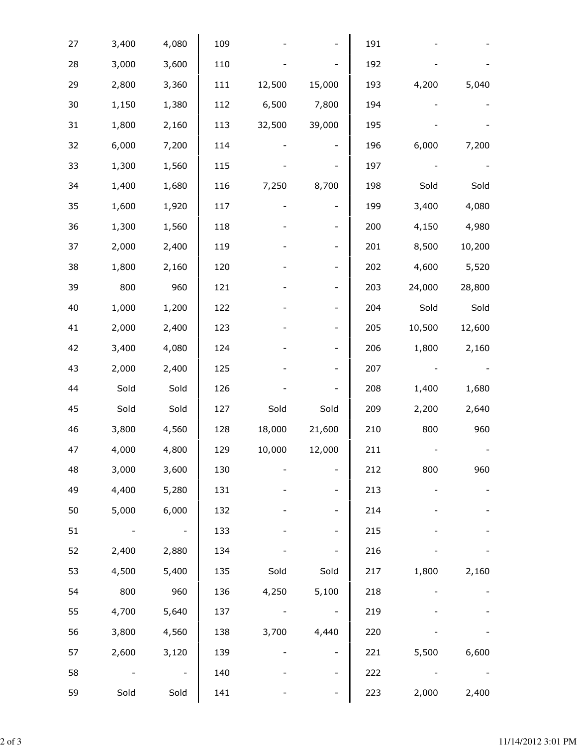| | | | | | | | | |
|---|---|---|---|---|---|---|---|---|
| 27 | 3,400 | 4,080 | 109 | - | - | 191 | - | - |
| 28 | 3,000 | 3,600 | 110 | - | - | 192 | - | - |
| 29 | 2,800 | 3,360 | 111 | 12,500 | 15,000 | 193 | 4,200 | 5,040 |
| 30 | 1,150 | 1,380 | 112 | 6,500 | 7,800 | 194 | - | - |
| 31 | 1,800 | 2,160 | 113 | 32,500 | 39,000 | 195 | - | - |
| 32 | 6,000 | 7,200 | 114 | - | - | 196 | 6,000 | 7,200 |
| 33 | 1,300 | 1,560 | 115 | - | - | 197 | - | - |
| 34 | 1,400 | 1,680 | 116 | 7,250 | 8,700 | 198 | Sold | Sold |
| 35 | 1,600 | 1,920 | 117 | - | - | 199 | 3,400 | 4,080 |
| 36 | 1,300 | 1,560 | 118 | - | - | 200 | 4,150 | 4,980 |
| 37 | 2,000 | 2,400 | 119 | - | - | 201 | 8,500 | 10,200 |
| 38 | 1,800 | 2,160 | 120 | - | - | 202 | 4,600 | 5,520 |
| 39 | 800 | 960 | 121 | - | - | 203 | 24,000 | 28,800 |
| 40 | 1,000 | 1,200 | 122 | - | - | 204 | Sold | Sold |
| 41 | 2,000 | 2,400 | 123 | - | - | 205 | 10,500 | 12,600 |
| 42 | 3,400 | 4,080 | 124 | - | - | 206 | 1,800 | 2,160 |
| 43 | 2,000 | 2,400 | 125 | - | - | 207 | - | - |
| 44 | Sold | Sold | 126 | - | - | 208 | 1,400 | 1,680 |
| 45 | Sold | Sold | 127 | Sold | Sold | 209 | 2,200 | 2,640 |
| 46 | 3,800 | 4,560 | 128 | 18,000 | 21,600 | 210 | 800 | 960 |
| 47 | 4,000 | 4,800 | 129 | 10,000 | 12,000 | 211 | - | - |
| 48 | 3,000 | 3,600 | 130 | - | - | 212 | 800 | 960 |
| 49 | 4,400 | 5,280 | 131 | - | - | 213 | - | - |
| 50 | 5,000 | 6,000 | 132 | - | - | 214 | - | - |
| 51 | - | - | 133 | - | - | 215 | - | - |
| 52 | 2,400 | 2,880 | 134 | - | - | 216 | - | - |
| 53 | 4,500 | 5,400 | 135 | Sold | Sold | 217 | 1,800 | 2,160 |
| 54 | 800 | 960 | 136 | 4,250 | 5,100 | 218 | - | - |
| 55 | 4,700 | 5,640 | 137 | - | - | 219 | - | - |
| 56 | 3,800 | 4,560 | 138 | 3,700 | 4,440 | 220 | - | - |
| 57 | 2,600 | 3,120 | 139 | - | - | 221 | 5,500 | 6,600 |
| 58 | - | - | 140 | - | - | 222 | - | - |
| 59 | Sold | Sold | 141 | - | - | 223 | 2,000 | 2,400 |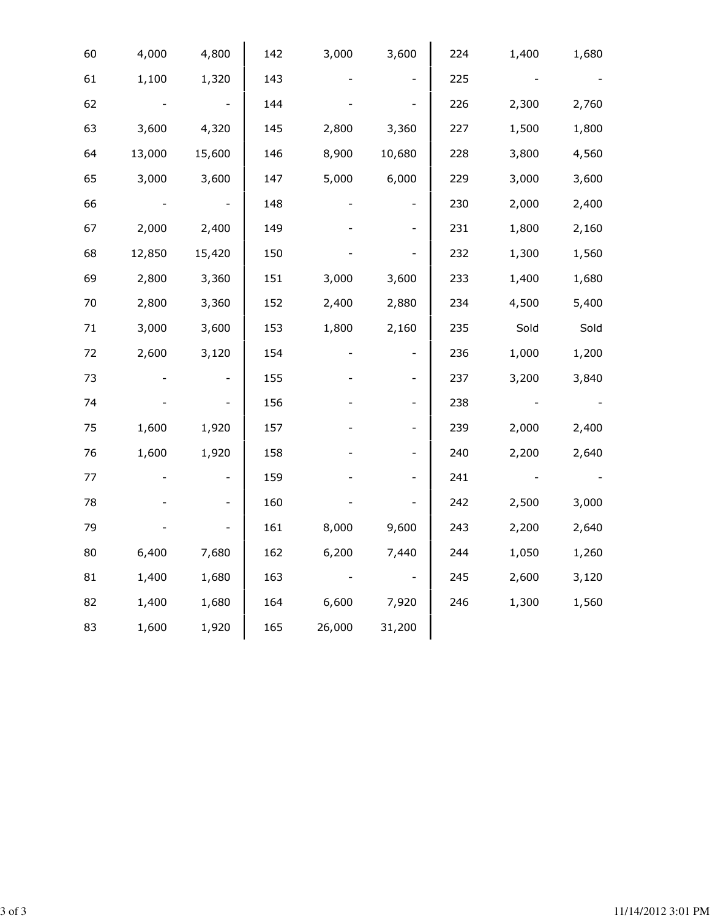| | | | | | | | | |
|---|---|---|---|---|---|---|---|---|
| 60 | 4,000 | 4,800 | 142 | 3,000 | 3,600 | 224 | 1,400 | 1,680 |
| 61 | 1,100 | 1,320 | 143 | - | - | 225 | - | - |
| 62 | - | - | 144 | - | - | 226 | 2,300 | 2,760 |
| 63 | 3,600 | 4,320 | 145 | 2,800 | 3,360 | 227 | 1,500 | 1,800 |
| 64 | 13,000 | 15,600 | 146 | 8,900 | 10,680 | 228 | 3,800 | 4,560 |
| 65 | 3,000 | 3,600 | 147 | 5,000 | 6,000 | 229 | 3,000 | 3,600 |
| 66 | - | - | 148 | - | - | 230 | 2,000 | 2,400 |
| 67 | 2,000 | 2,400 | 149 | - | - | 231 | 1,800 | 2,160 |
| 68 | 12,850 | 15,420 | 150 | - | - | 232 | 1,300 | 1,560 |
| 69 | 2,800 | 3,360 | 151 | 3,000 | 3,600 | 233 | 1,400 | 1,680 |
| 70 | 2,800 | 3,360 | 152 | 2,400 | 2,880 | 234 | 4,500 | 5,400 |
| 71 | 3,000 | 3,600 | 153 | 1,800 | 2,160 | 235 | Sold | Sold |
| 72 | 2,600 | 3,120 | 154 | - | - | 236 | 1,000 | 1,200 |
| 73 | - | - | 155 | - | - | 237 | 3,200 | 3,840 |
| 74 | - | - | 156 | - | - | 238 | - | - |
| 75 | 1,600 | 1,920 | 157 | - | - | 239 | 2,000 | 2,400 |
| 76 | 1,600 | 1,920 | 158 | - | - | 240 | 2,200 | 2,640 |
| 77 | - | - | 159 | - | - | 241 | - | - |
| 78 | - | - | 160 | - | - | 242 | 2,500 | 3,000 |
| 79 | - | - | 161 | 8,000 | 9,600 | 243 | 2,200 | 2,640 |
| 80 | 6,400 | 7,680 | 162 | 6,200 | 7,440 | 244 | 1,050 | 1,260 |
| 81 | 1,400 | 1,680 | 163 | - | - | 245 | 2,600 | 3,120 |
| 82 | 1,400 | 1,680 | 164 | 6,600 | 7,920 | 246 | 1,300 | 1,560 |
| 83 | 1,600 | 1,920 | 165 | 26,000 | 31,200 | | | |